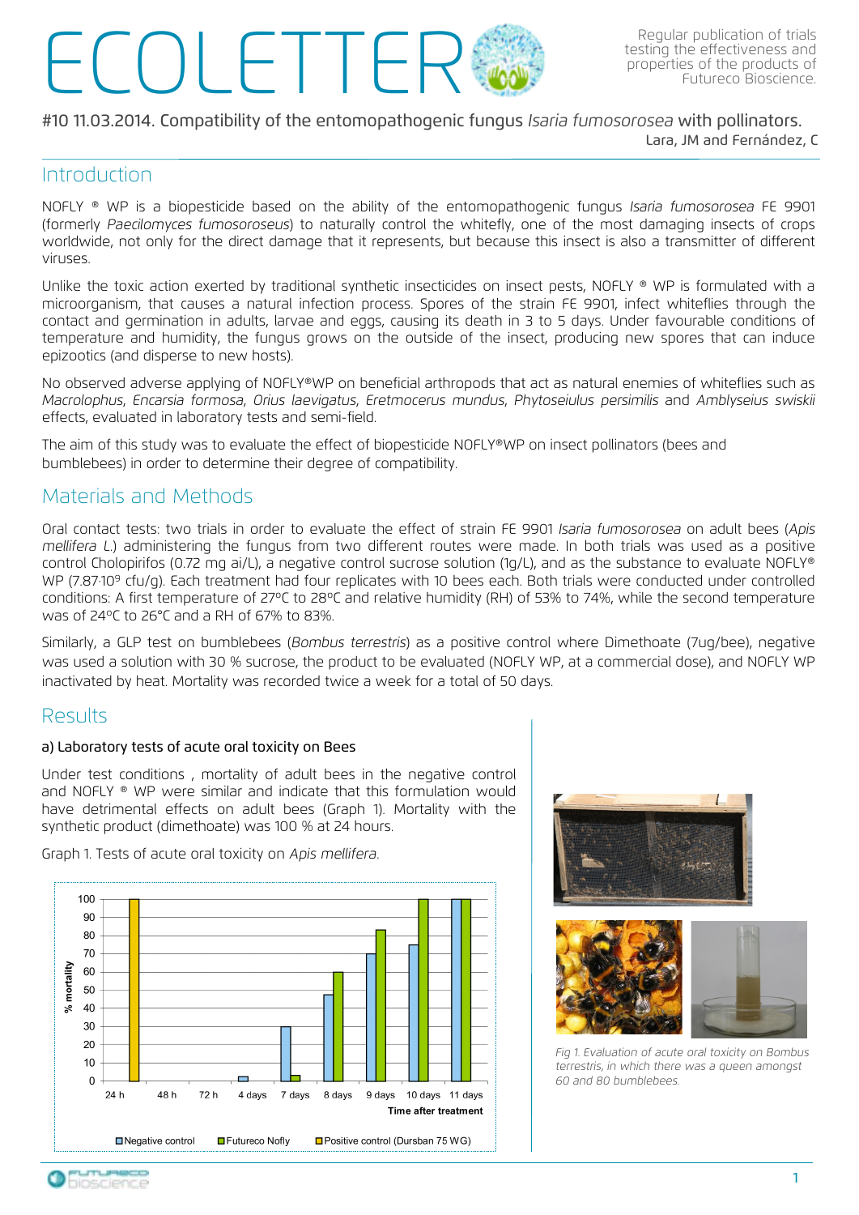# ECOLETTER

Regular publication of trials testing the effectiveness and properties of the products of Futureco Bioscience.

#10 11.03.2014. Compatibility of the entomopathogenic fungus *Isaria fumosorosea* with pollinators.

Lara, JM and Fernández, C

## Introduction

NOFLY ® WP is a biopesticide based on the ability of the entomopathogenic fungus *Isaria fumosorosea* FE 9901 (formerly *Paecilomyces fumosoroseus*) to naturally control the whitefly, one of the most damaging insects of crops worldwide, not only for the direct damage that it represents, but because this insect is also a transmitter of different viruses.

Unlike the toxic action exerted by traditional synthetic insecticides on insect pests, NOFLY ® WP is formulated with a microorganism, that causes a natural infection process. Spores of the strain FE 9901, infect whiteflies through the contact and germination in adults, larvae and eggs, causing its death in 3 to 5 days. Under favourable conditions of temperature and humidity, the fungus grows on the outside of the insect, producing new spores that can induce epizootics (and disperse to new hosts).

No observed adverse applying of NOFLY®WP on beneficial arthropods that act as natural enemies of whiteflies such as *Macrolophus*, *Encarsia formosa*, *Orius laevigatus*, *Eretmocerus mundus*, *Phytoseiulus persimilis* and *Amblyseius swiskii* effects, evaluated in laboratory tests and semi-field.

The aim of this study was to evaluate the effect of biopesticide NOFLY®WP on insect pollinators (bees and bumblebees) in order to determine their degree of compatibility.

## Materials and Methods

Oral contact tests: two trials in order to evaluate the effect of strain FE 9901 *Isaria fumosorosea* on adult bees (*Apis mellifera L.*) administering the fungus from two different routes were made. In both trials was used as a positive control Cholopirifos (0.72 mg ai/L), a negative control sucrose solution (1g/L), and as the substance to evaluate NOFLY® WP ($7.87 \cdot 10^9$ cfu/g). Each treatment had four replicates with 10 bees each. Both trials were conducted under controlled conditions: A first temperature of 27ºC to 28ºC and relative humidity (RH) of 53% to 74%, while the second temperature was of 24ºC to 26ºC and a RH of 67% to 83%.

Similarly, a GLP test on bumblebees (*Bombus terrestris*) as a positive control where Dimethoate (7ug/bee), negative was used a solution with 30 % sucrose, the product to be evaluated (NOFLY WP, at a commercial dose), and NOFLY WP inactivated by heat. Mortality was recorded twice a week for a total of 50 days.

## Results

### a) Laboratory tests of acute oral toxicity on Bees

Under test conditions , mortality of adult bees in the negative control and NOFLY ® WP were similar and indicate that this formulation would have detrimental effects on adult bees (Graph 1). Mortality with the synthetic product (dimethoate) was 100 % at 24 hours.

Graph 1. Tests of acute oral toxicity on *Apis mellifera*.

| Time after treatment | Negative control | Futureco Nofly | Positive control (Dursban 75 WG) |
|---|---|---|---|
| 24 h | | | 100 |
| 48 h | | | |
| 72 h | | | |
| 4 days | 2.5 | | |
| 7 days | 30 | 3 | |
| 8 days | 47.5 | 60 | |
| 9 days | 70 | 83 | |
| 10 days | 75 | 100 | |
| 11 days | 100 | 100 | |

*Fig 1. Evaluation of acute oral toxicity on Bombus terrestris, in which there was a queen amongst 60 and 80 bumblebees.*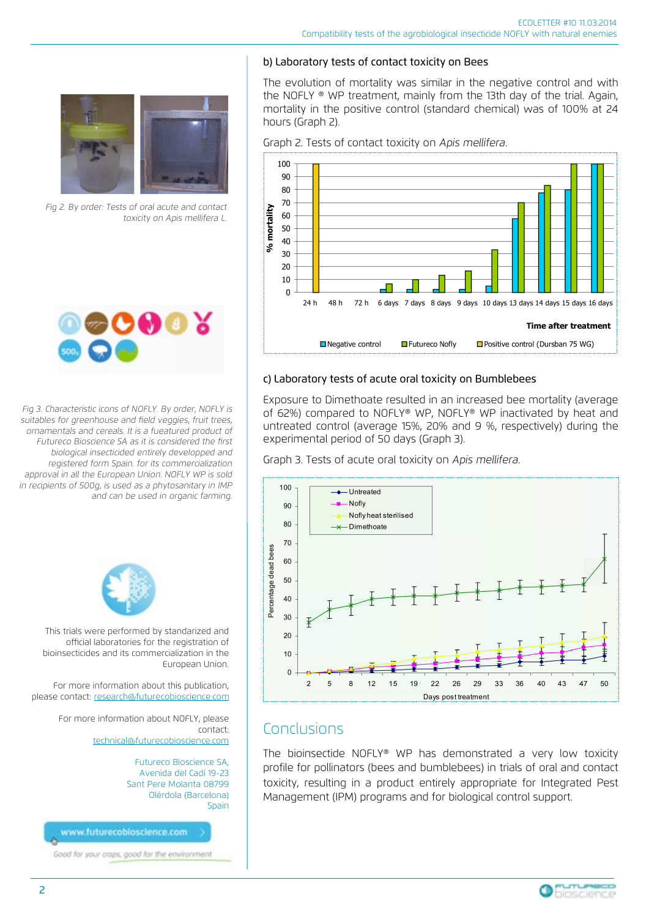## b) Laboratory tests of contact toxicity on Bees

The evolution of mortality was similar in the negative control and with the NOFLY ® WP treatment, mainly from the 13th day of the trial. Again, mortality in the positive control (standard chemical) was of 100% at 24 hours (Graph 2).

Graph 2. Tests of contact toxicity on *Apis mellifera*.

% mortality
100
90
80
70
60
50
40
30
20
10
0
24 h
48 h
72 h
6 days
7 days
8 days
9 days
10 days
13 days
14 days
15 days
16 days
Time after treatment
Negative control
Futureco Nofly
Positive control (Dursban 75 WG)

## c) Laboratory tests of acute oral toxicity on Bumblebees

Exposure to Dimethoate resulted in an increased bee mortality (average of 62%) compared to NOFLY® WP, NOFLY® WP inactivated by heat and untreated control (average 15%, 20% and 9 %, respectively) during the experimental period of 50 days (Graph 3).

Graph 3. Tests of acute oral toxicity on *Apis mellifera*.

Untreated
Nofly
Nofly heat sterilised
Dimethoate
Percentage dead bees
100
90
80
70
60
50
40
30
20
10
0
2
5
8
12
15
19
22
26
29
33
36
40
43
47
50
Days post treatment

## Conclusions

The bioinsectide NOFLY® WP has demonstrated a very low toxicity profile for pollinators (bees and bumblebees) in trials of oral and contact toxicity, resulting in a product entirely appropriate for Integrated Pest Management (IPM) programs and for biological control support.

Fig 2. By order: Tests of oral acute and contact toxicity on Apis mellifera L.

Fig 3. Characteristic icons of NOFLY. By order, NOFLY is suitables for greenhouse and field veggies, fruit trees, ornamentals and cereals. It is a fueatured product of Futureco Bioscience SA as it is considered the first biological insecticide entirely developped and registered form Spain. for its commercialization approval in all the European Union. NOFLY WP is sold in recipients of 500g, is used as a phytosanitary in IMP and can be used in organic farming.

This trials were performed by standarized and official laboratories for the registration of bioinsecticides and its commercialization in the European Union.

For more information about this publication, please contact: research@futurecobioscience.com

For more information about NOFLY, please contact: technical@futurecobioscience.com

Futureco Bioscience SA,
Avenida del Cadí 19-23
Sant Pere Molanta 08799
Olèrdola (Barcelona)
Spain

www.futurecobioscience.com

Good for your crops, good for the environment